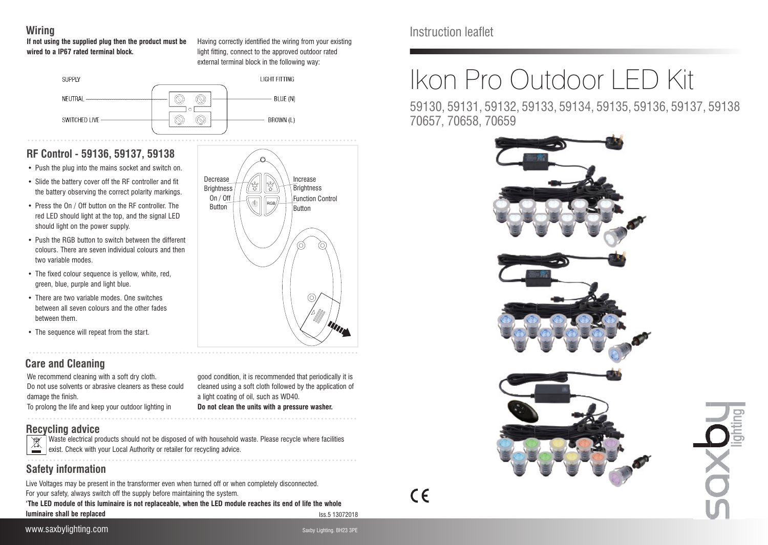# Instruction leaflet

# Ikon Pro Outdoor LED Kit

59130, 59131, 59132, 59133, 59134, 59135, 59136, 59137, 59138
70657, 70658, 70659

## Wiring

**If not using the supplied plug then the product must be wired to a IP67 rated terminal block.**

Having correctly identified the wiring from your existing light fitting, connect to the approved outdoor rated external terminal block in the following way:

| SUPPLY | LIGHT FITTING |
| --- | --- |
| NEUTRAL | BLUE (N) |
| SWITCHED LIVE | BROWN (L) |

## RF Control - 59136, 59137, 59138

- Push the plug into the mains socket and switch on.
- Slide the battery cover off the RF controller and fit the battery observing the correct polarity markings.
- Press the On / Off button on the RF controller. The red LED should light at the top, and the signal LED should light on the power supply.
- Push the RGB button to switch between the different colours. There are seven individual colours and then two variable modes.
- The fixed colour sequence is yellow, white, red, green, blue, purple and light blue.
- There are two variable modes. One switches between all seven colours and the other fades between them.
- The sequence will repeat from the start.

Decrease Brightness | Increase Brightness | On / Off Button | Function Control Button | RGB

## Care and Cleaning

We recommend cleaning with a soft dry cloth.
Do not use solvents or abrasive cleaners as these could damage the finish.
To prolong the life and keep your outdoor lighting in good condition, it is recommended that periodically it is cleaned using a soft cloth followed by the application of a light coating of oil, such as WD40.
**Do not clean the units with a pressure washer.**

## Recycling advice

Waste electrical products should not be disposed of with household waste. Please recycle where facilities exist. Check with your Local Authority or retailer for recycling advice.

## Safety information

Live Voltages may be present in the transformer even when turned off or when completely disconnected.
For your safety, always switch off the supply before maintaining the system.
**'The LED module of this luminaire is not replaceable, when the LED module reaches its end of life the whole luminaire shall be replaced**

Iss.5 13072018

www.saxbylighting.com

Saxby Lighting. BH23 3PE

saxby lighting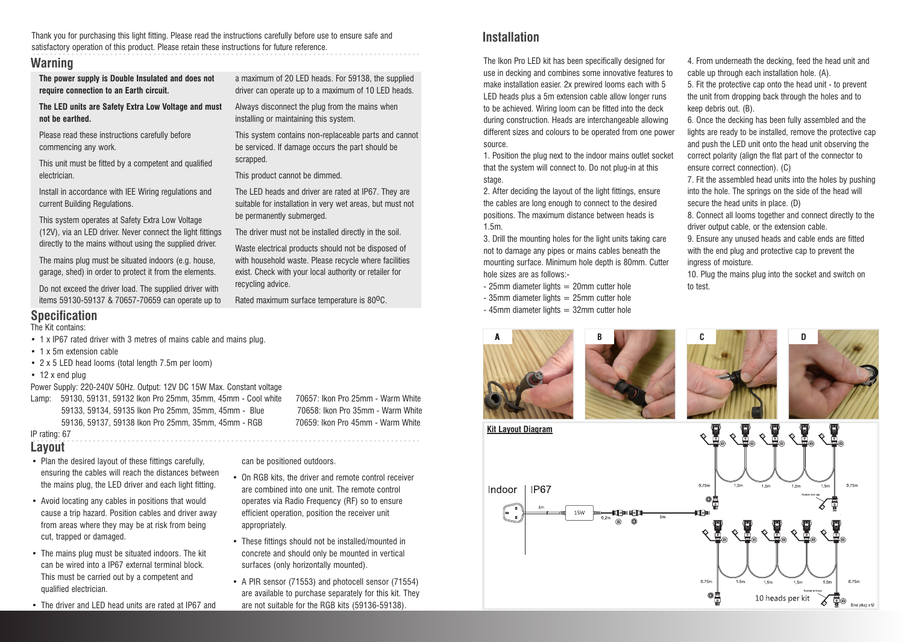Thank you for purchasing this light fitting. Please read the instructions carefully before use to ensure safe and satisfactory operation of this product. Please retain these instructions for future reference.

## Warning

**The power supply is Double Insulated and does not require connection to an Earth circuit.**

**The LED units are Safety Extra Low Voltage and must not be earthed.**

Please read these instructions carefully before commencing any work.

This unit must be fitted by a competent and qualified electrician.

Install in accordance with IEE Wiring regulations and current Building Regulations.

This system operates at Safety Extra Low Voltage (12V), via an LED driver. Never connect the light fittings directly to the mains without using the supplied driver.

The mains plug must be situated indoors (e.g. house, garage, shed) in order to protect it from the elements.

Do not exceed the driver load. The supplied driver with items 59130-59137 & 70657-70659 can operate up to a maximum of 20 LED heads. For 59138, the supplied driver can operate up to a maximum of 10 LED heads.

Always disconnect the plug from the mains when installing or maintaining this system.

This system contains non-replaceable parts and cannot be serviced. If damage occurs the part should be scrapped.

This product cannot be dimmed.

The LED heads and driver are rated at IP67. They are suitable for installation in very wet areas, but must not be permanently submerged.

The driver must not be installed directly in the soil.

Waste electrical products should not be disposed of with household waste. Please recycle where facilities exist. Check with your local authority or retailer for recycling advice.

Rated maximum surface temperature is 80°C.

## Specification

The Kit contains:

- 1 x IP67 rated driver with 3 metres of mains cable and mains plug.
- 1 x 5m extension cable
- 2 x 5 LED head looms (total length 7.5m per loom)
- 12 x end plug

Power Supply: 220-240V 50Hz. Output: 12V DC 15W Max. Constant voltage

Lamp: 59130, 59131, 59132 Ikon Pro 25mm, 35mm, 45mm - Cool white
59133, 59134, 59135 Ikon Pro 25mm, 35mm, 45mm - Blue
59136, 59137, 59138 Ikon Pro 25mm, 35mm, 45mm - RGB
70657: Ikon Pro 25mm - Warm White
70658: Ikon Pro 35mm - Warm White
70659: Ikon Pro 45mm - Warm White

IP rating: 67

## Layout

- Plan the desired layout of these fittings carefully, ensuring the cables will reach the distances between the mains plug, the LED driver and each light fitting.
- Avoid locating any cables in positions that would cause a trip hazard. Position cables and driver away from areas where they may be at risk from being cut, trapped or damaged.
- The mains plug must be situated indoors. The kit can be wired into a IP67 external terminal block. This must be carried out by a competent and qualified electrician.
- The driver and LED head units are rated at IP67 and can be positioned outdoors.
- On RGB kits, the driver and remote control receiver are combined into one unit. The remote control operates via Radio Frequency (RF) so to ensure efficient operation, position the receiver unit appropriately.
- These fittings should not be installed/mounted in concrete and should only be mounted in vertical surfaces (only horizontally mounted).
- A PIR sensor (71553) and photocell sensor (71554) are available to purchase separately for this kit. They are not suitable for the RGB kits (59136-59138).

## Installation

The Ikon Pro LED kit has been specifically designed for use in decking and combines some innovative features to make installation easier. 2x prewired looms each with 5 LED heads plus a 5m extension cable allow longer runs to be achieved. Wiring loom can be fitted into the deck during construction. Heads are interchangeable allowing different sizes and colours to be operated from one power source.

1. Position the plug next to the indoor mains outlet socket that the system will connect to. Do not plug-in at this stage.
2. After deciding the layout of the light fittings, ensure the cables are long enough to connect to the desired positions. The maximum distance between heads is 1.5m.
3. Drill the mounting holes for the light units taking care not to damage any pipes or mains cables beneath the mounting surface. Minimum hole depth is 80mm. Cutter hole sizes are as follows:-
   - 25mm diameter lights = 20mm cutter hole
   - 35mm diameter lights = 25mm cutter hole
   - 45mm diameter lights = 32mm cutter hole
4. From underneath the decking, feed the head unit and cable up through each installation hole. (A).
5. Fit the protective cap onto the head unit - to prevent the unit from dropping back through the holes and to keep debris out. (B).
6. Once the decking has been fully assembled and the lights are ready to be installed, remove the protective cap and push the LED unit onto the head unit observing the correct polarity (align the flat part of the connector to ensure correct connection). (C)
7. Fit the assembled head units into the holes by pushing into the hole. The springs on the side of the head will secure the head units in place. (D)
8. Connect all looms together and connect directly to the driver output cable, or the extension cable.
9. Ensure any unused heads and cable ends are fitted with the end plug and protective cap to prevent the ingress of moisture.
10. Plug the mains plug into the socket and switch on to test.

A B C D

**Kit Layout Diagram**

Indoor | IP67

3m
15W
0.2m
5m
0.75m 1.5m 1.5m 1.5m 1.5m 0.75m
Rubber end cap
0.75m 1.5m 1.5m 1.5m 1.5m 0.75m
Rubber end cap
10 heads per kit
End plug x12